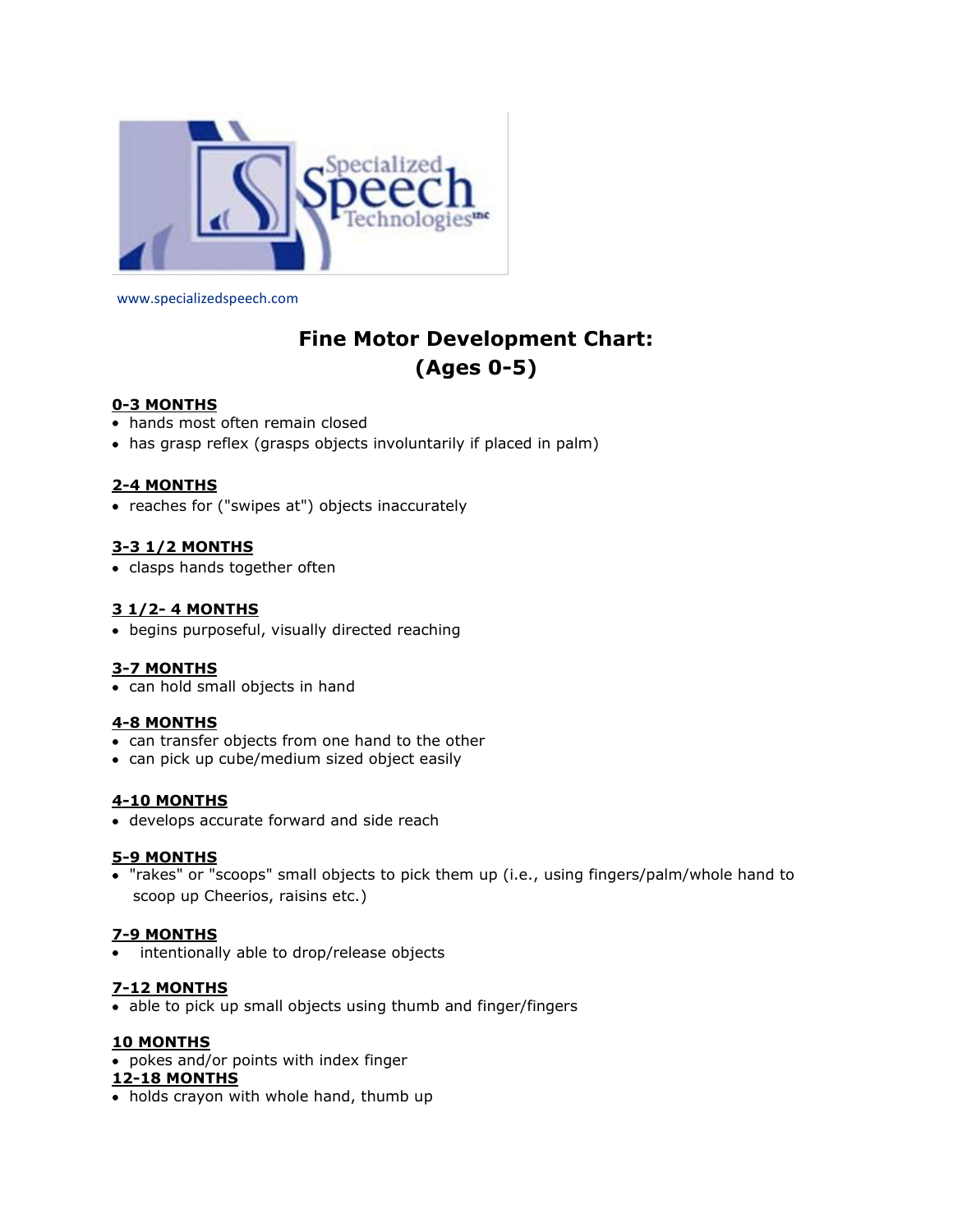www.specializedspeech.com

# Fine Motor Development Chart: (Ages 0-5)

**0-3 MONTHS**

- hands most often remain closed
- has grasp reflex (grasps objects involuntarily if placed in palm)

**2-4 MONTHS**

- reaches for ("swipes at") objects inaccurately

**3-3 1/2 MONTHS**

- clasps hands together often

**3 1/2- 4 MONTHS**

- begins purposeful, visually directed reaching

**3-7 MONTHS**

- can hold small objects in hand

**4-8 MONTHS**

- can transfer objects from one hand to the other
- can pick up cube/medium sized object easily

**4-10 MONTHS**

- develops accurate forward and side reach

**5-9 MONTHS**

- "rakes" or "scoops" small objects to pick them up (i.e., using fingers/palm/whole hand to scoop up Cheerios, raisins etc.)

**7-9 MONTHS**

- intentionally able to drop/release objects

**7-12 MONTHS**

- able to pick up small objects using thumb and finger/fingers

**10 MONTHS**

- pokes and/or points with index finger

**12-18 MONTHS**

- holds crayon with whole hand, thumb up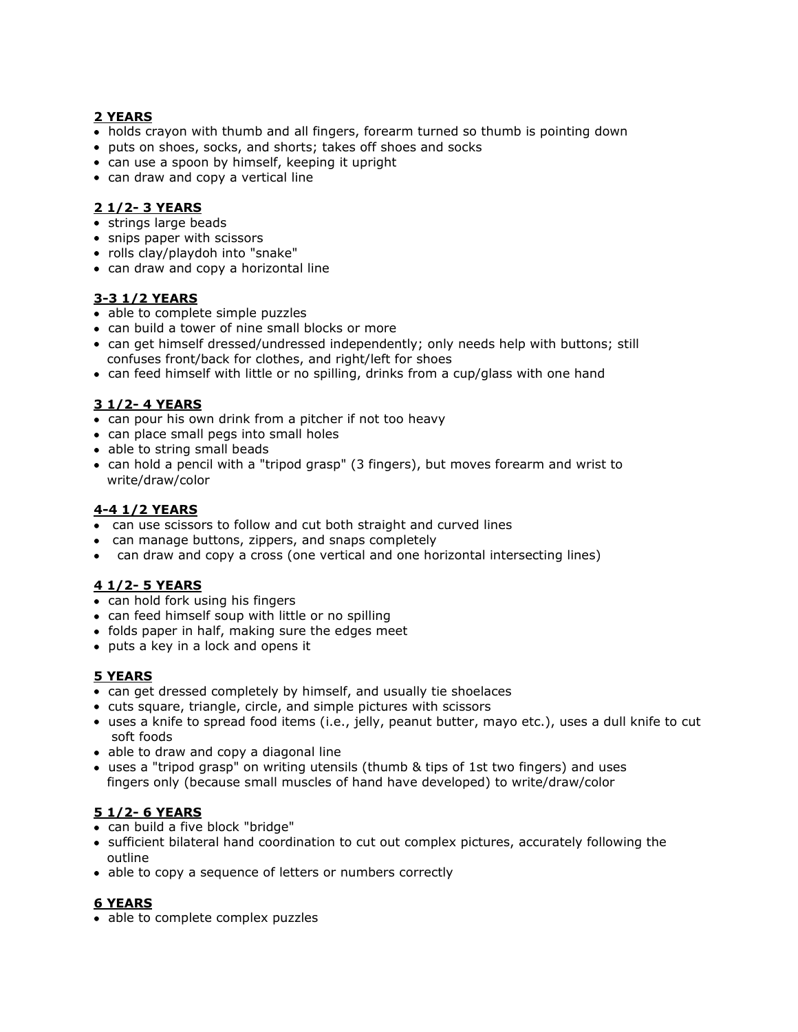**2 YEARS**

- holds crayon with thumb and all fingers, forearm turned so thumb is pointing down
- puts on shoes, socks, and shorts; takes off shoes and socks
- can use a spoon by himself, keeping it upright
- can draw and copy a vertical line

**2 1/2- 3 YEARS**

- strings large beads
- snips paper with scissors
- rolls clay/playdoh into "snake"
- can draw and copy a horizontal line

**3-3 1/2 YEARS**

- able to complete simple puzzles
- can build a tower of nine small blocks or more
- can get himself dressed/undressed independently; only needs help with buttons; still confuses front/back for clothes, and right/left for shoes
- can feed himself with little or no spilling, drinks from a cup/glass with one hand

**3 1/2- 4 YEARS**

- can pour his own drink from a pitcher if not too heavy
- can place small pegs into small holes
- able to string small beads
- can hold a pencil with a "tripod grasp" (3 fingers), but moves forearm and wrist to write/draw/color

**4-4 1/2 YEARS**

- can use scissors to follow and cut both straight and curved lines
- can manage buttons, zippers, and snaps completely
- can draw and copy a cross (one vertical and one horizontal intersecting lines)

**4 1/2- 5 YEARS**

- can hold fork using his fingers
- can feed himself soup with little or no spilling
- folds paper in half, making sure the edges meet
- puts a key in a lock and opens it

**5 YEARS**

- can get dressed completely by himself, and usually tie shoelaces
- cuts square, triangle, circle, and simple pictures with scissors
- uses a knife to spread food items (i.e., jelly, peanut butter, mayo etc.), uses a dull knife to cut soft foods
- able to draw and copy a diagonal line
- uses a "tripod grasp" on writing utensils (thumb & tips of 1st two fingers) and uses fingers only (because small muscles of hand have developed) to write/draw/color

**5 1/2- 6 YEARS**

- can build a five block "bridge"
- sufficient bilateral hand coordination to cut out complex pictures, accurately following the outline
- able to copy a sequence of letters or numbers correctly

**6 YEARS**

- able to complete complex puzzles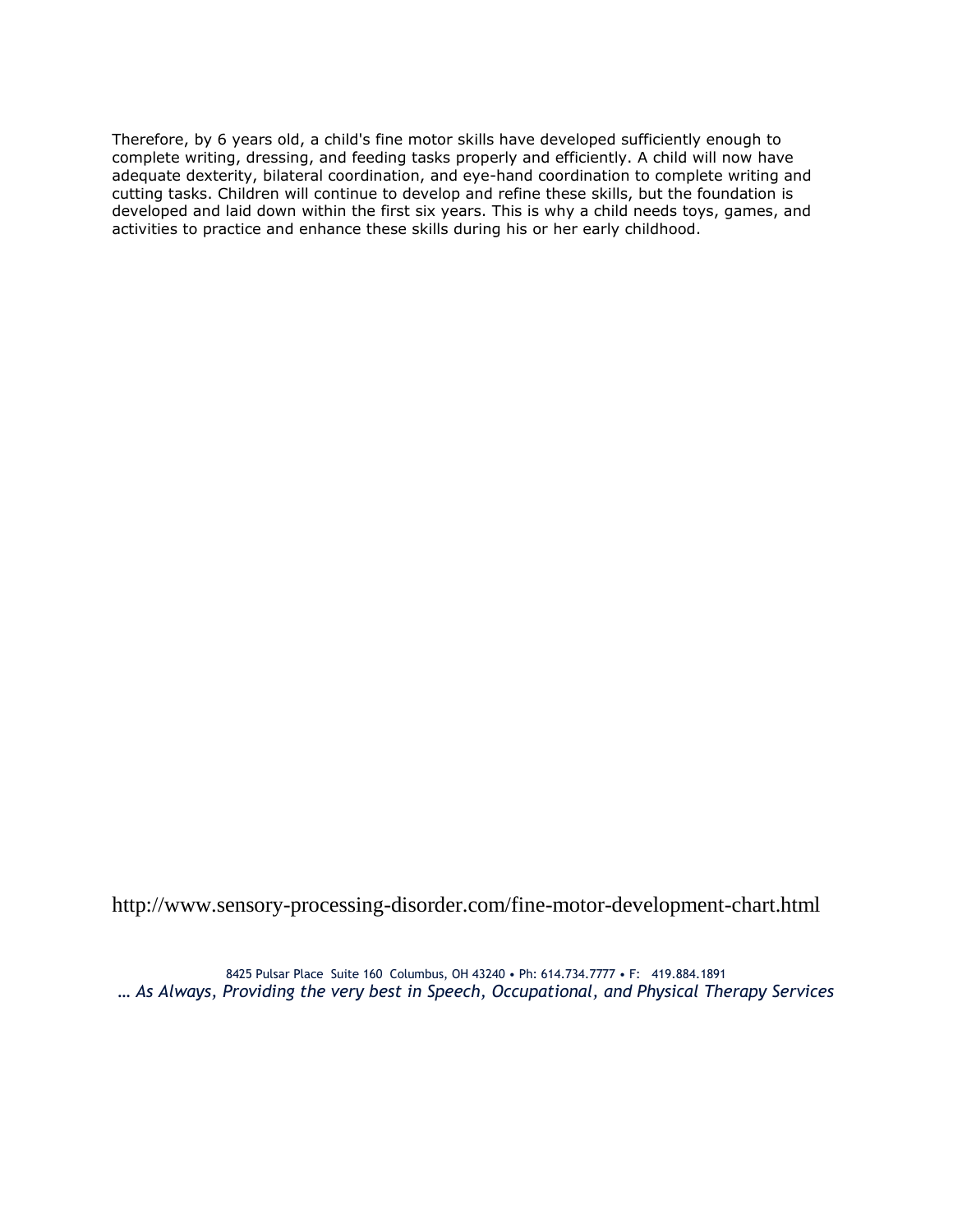Therefore, by 6 years old, a child's fine motor skills have developed sufficiently enough to complete writing, dressing, and feeding tasks properly and efficiently. A child will now have adequate dexterity, bilateral coordination, and eye-hand coordination to complete writing and cutting tasks. Children will continue to develop and refine these skills, but the foundation is developed and laid down within the first six years. This is why a child needs toys, games, and activities to practice and enhance these skills during his or her early childhood.

http://www.sensory-processing-disorder.com/fine-motor-development-chart.html